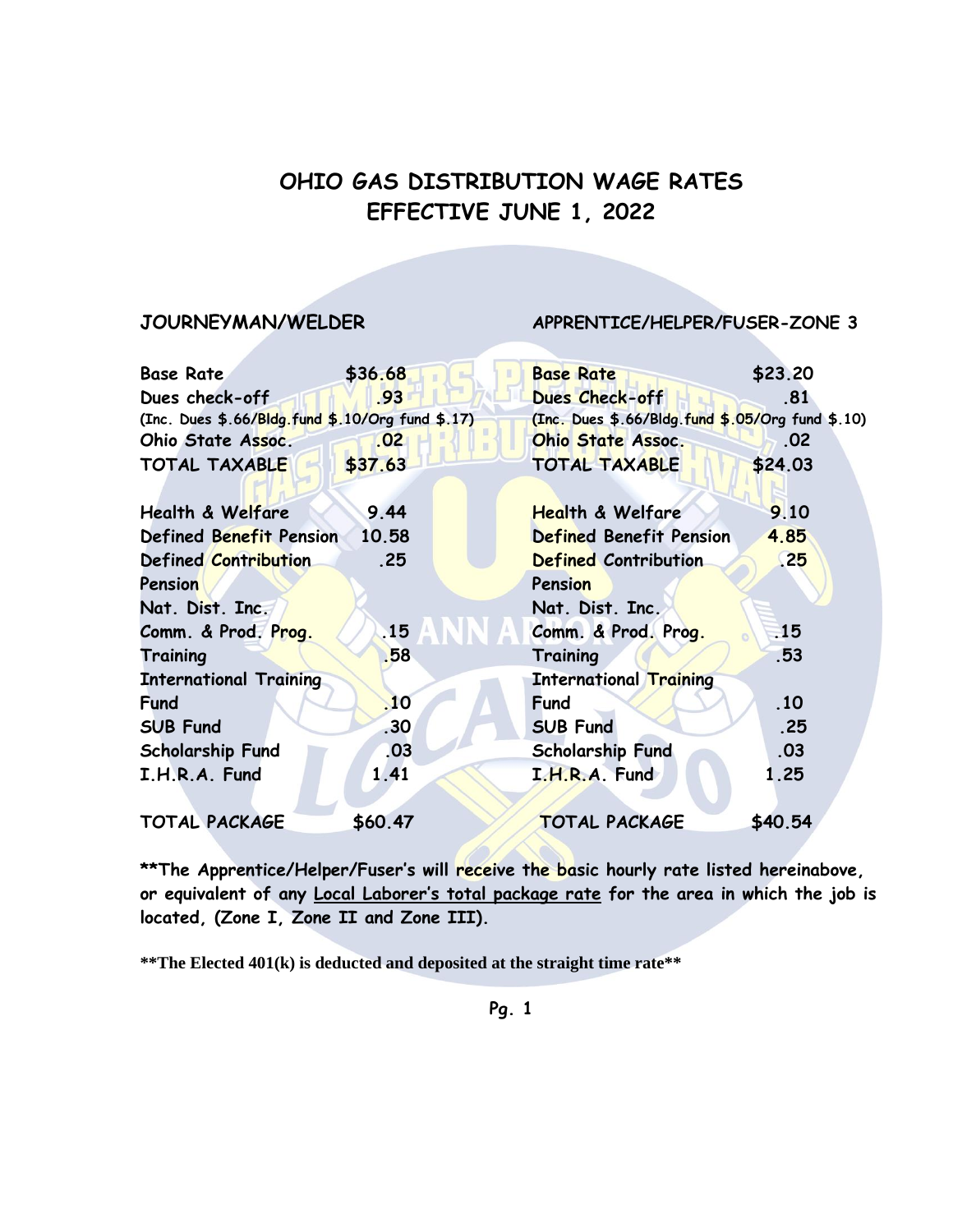# OHIO GAS DISTRIBUTION WAGE RATES
# EFFECTIVE JUNE 1, 2022

| JOURNEYMAN/WELDER | | APPRENTICE/HELPER/FUSER-ZONE 3 | |
|---|---|---|---|
| Base Rate | $36.68 | Base Rate | $23.20 |
| Dues check-off | .93 | Dues Check-off | .81 |
| (Inc. Dues $.66/Bldg.fund $.10/Org fund $.17) | | (Inc. Dues $.66/Bldg.fund $.05/Org fund $.10) | |
| Ohio State Assoc. | .02 | Ohio State Assoc. | .02 |
| TOTAL TAXABLE | $37.63 | TOTAL TAXABLE | $24.03 |
| Health & Welfare | 9.44 | Health & Welfare | 9.10 |
| Defined Benefit Pension | 10.58 | Defined Benefit Pension | 4.85 |
| Defined Contribution Pension | .25 | Defined Contribution Pension | .25 |
| Nat. Dist. Inc. Comm. & Prod. Prog. | .15 | Nat. Dist. Inc. Comm. & Prod. Prog. | .15 |
| Training | .58 | Training | .53 |
| International Training Fund | .10 | International Training Fund | .10 |
| SUB Fund | .30 | SUB Fund | .25 |
| Scholarship Fund | .03 | Scholarship Fund | .03 |
| I.H.R.A. Fund | 1.41 | I.H.R.A. Fund | 1.25 |
| TOTAL PACKAGE | $60.47 | TOTAL PACKAGE | $40.54 |

**\*\*The Apprentice/Helper/Fuser's will receive the basic hourly rate listed hereinabove, or equivalent of any Local Laborer's total package rate for the area in which the job is located, (Zone I, Zone II and Zone III).**

**\*\*The Elected 401(k) is deducted and deposited at the straight time rate\*\***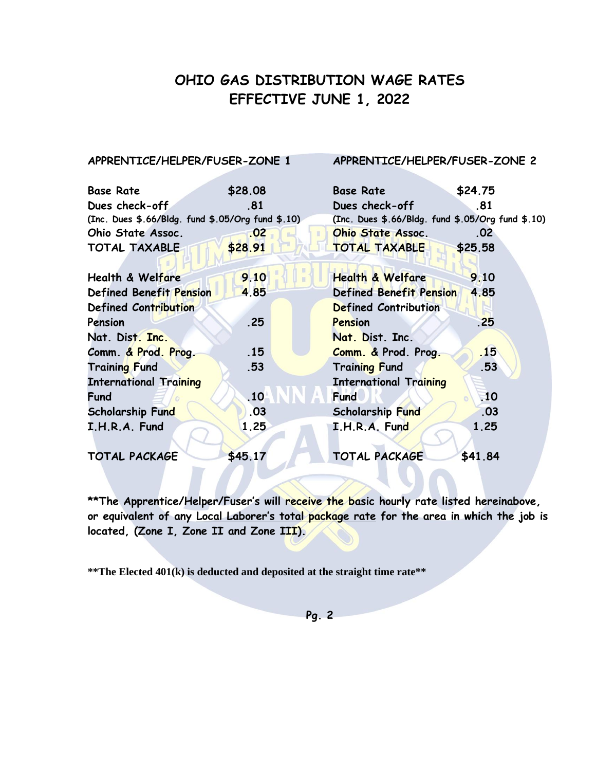# OHIO GAS DISTRIBUTION WAGE RATES
# EFFECTIVE JUNE 1, 2022

**APPRENTICE/HELPER/FUSER-ZONE 1**

| | |
|---|---|
| Base Rate | $28.08 |
| Dues check-off | .81 |
| (Inc. Dues $.66/Bldg. fund $.05/Org fund $.10) | |
| Ohio State Assoc. | .02 |
| TOTAL TAXABLE | $28.91 |
| Health & Welfare | 9.10 |
| Defined Benefit Pension | 4.85 |
| Defined Contribution Pension | .25 |
| Nat. Dist. Inc. Comm. & Prod. Prog. | .15 |
| Training Fund | .53 |
| International Training Fund | .10 |
| Scholarship Fund | .03 |
| I.H.R.A. Fund | 1.25 |
| TOTAL PACKAGE | $45.17 |

**APPRENTICE/HELPER/FUSER-ZONE 2**

| | |
|---|---|
| Base Rate | $24.75 |
| Dues check-off | .81 |
| (Inc. Dues $.66/Bldg. fund $.05/Org fund $.10) | |
| Ohio State Assoc. | .02 |
| TOTAL TAXABLE | $25.58 |
| Health & Welfare | 9.10 |
| Defined Benefit Pension | 4.85 |
| Defined Contribution Pension | .25 |
| Nat. Dist. Inc. Comm. & Prod. Prog. | .15 |
| Training Fund | .53 |
| International Training Fund | .10 |
| Scholarship Fund | .03 |
| I.H.R.A. Fund | 1.25 |
| TOTAL PACKAGE | $41.84 |

**\*\*The Apprentice/Helper/Fuser's will receive the basic hourly rate listed hereinabove, or equivalent of any Local Laborer's total package rate for the area in which the job is located, (Zone I, Zone II and Zone III).**

**\*\*The Elected 401(k) is deducted and deposited at the straight time rate\*\***